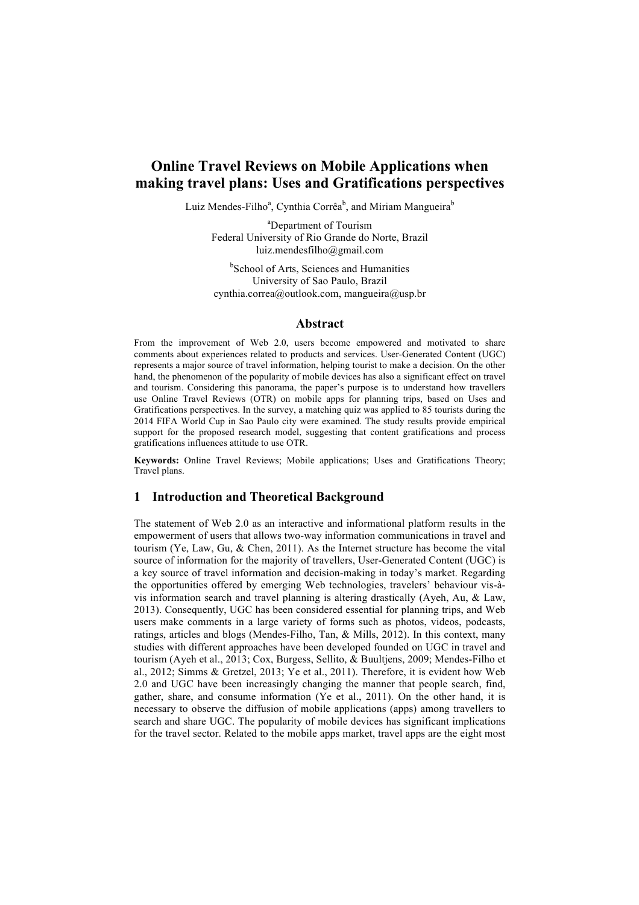# Online Travel Reviews on Mobile Applications when making travel plans: Uses and Gratifications perspectives

Luiz Mendes-Filho[a], Cynthia Corrêa[b], and Míriam Mangueira[b]

[a]Department of Tourism
Federal University of Rio Grande do Norte, Brazil
luiz.mendesfilho@gmail.com

[b]School of Arts, Sciences and Humanities
University of Sao Paulo, Brazil
cynthia.correa@outlook.com, mangueira@usp.br

## Abstract

From the improvement of Web 2.0, users become empowered and motivated to share comments about experiences related to products and services. User-Generated Content (UGC) represents a major source of travel information, helping tourist to make a decision. On the other hand, the phenomenon of the popularity of mobile devices has also a significant effect on travel and tourism. Considering this panorama, the paper's purpose is to understand how travellers use Online Travel Reviews (OTR) on mobile apps for planning trips, based on Uses and Gratifications perspectives. In the survey, a matching quiz was applied to 85 tourists during the 2014 FIFA World Cup in Sao Paulo city were examined. The study results provide empirical support for the proposed research model, suggesting that content gratifications and process gratifications influences attitude to use OTR.

**Keywords:** Online Travel Reviews; Mobile applications; Uses and Gratifications Theory; Travel plans.

## 1 Introduction and Theoretical Background

The statement of Web 2.0 as an interactive and informational platform results in the empowerment of users that allows two-way information communications in travel and tourism (Ye, Law, Gu, & Chen, 2011). As the Internet structure has become the vital source of information for the majority of travellers, User-Generated Content (UGC) is a key source of travel information and decision-making in today's market. Regarding the opportunities offered by emerging Web technologies, travelers' behaviour vis-à-vis information search and travel planning is altering drastically (Ayeh, Au, & Law, 2013). Consequently, UGC has been considered essential for planning trips, and Web users make comments in a large variety of forms such as photos, videos, podcasts, ratings, articles and blogs (Mendes-Filho, Tan, & Mills, 2012). In this context, many studies with different approaches have been developed founded on UGC in travel and tourism (Ayeh et al., 2013; Cox, Burgess, Sellito, & Buultjens, 2009; Mendes-Filho et al., 2012; Simms & Gretzel, 2013; Ye et al., 2011). Therefore, it is evident how Web 2.0 and UGC have been increasingly changing the manner that people search, find, gather, share, and consume information (Ye et al., 2011). On the other hand, it is necessary to observe the diffusion of mobile applications (apps) among travellers to search and share UGC. The popularity of mobile devices has significant implications for the travel sector. Related to the mobile apps market, travel apps are the eight most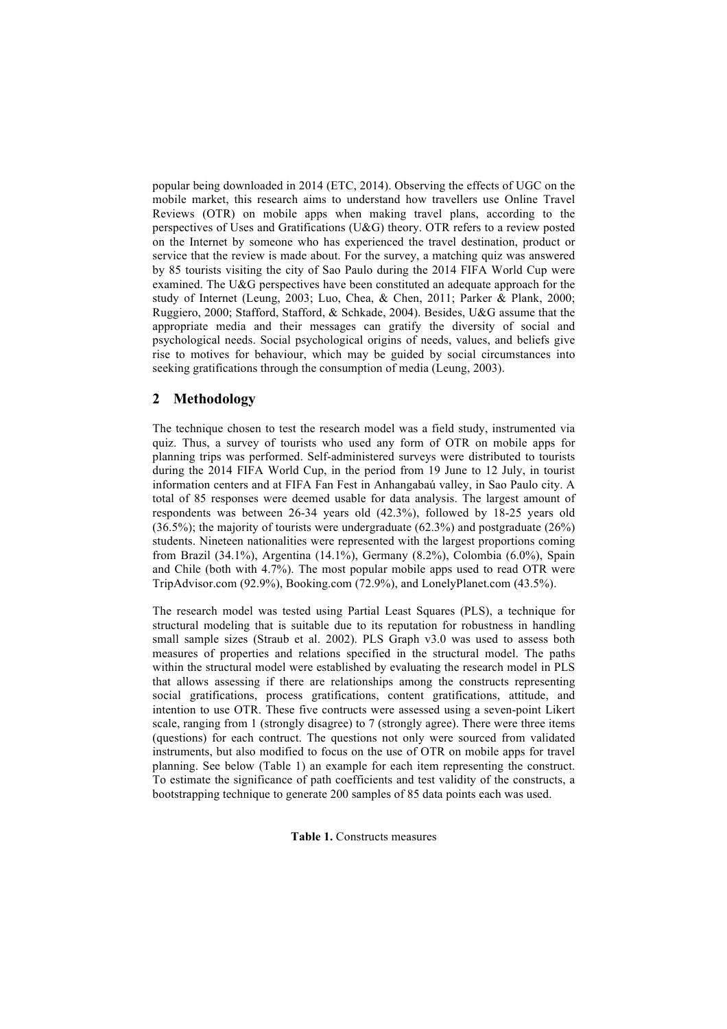popular being downloaded in 2014 (ETC, 2014). Observing the effects of UGC on the mobile market, this research aims to understand how travellers use Online Travel Reviews (OTR) on mobile apps when making travel plans, according to the perspectives of Uses and Gratifications (U&G) theory. OTR refers to a review posted on the Internet by someone who has experienced the travel destination, product or service that the review is made about. For the survey, a matching quiz was answered by 85 tourists visiting the city of Sao Paulo during the 2014 FIFA World Cup were examined. The U&G perspectives have been constituted an adequate approach for the study of Internet (Leung, 2003; Luo, Chea, & Chen, 2011; Parker & Plank, 2000; Ruggiero, 2000; Stafford, Stafford, & Schkade, 2004). Besides, U&G assume that the appropriate media and their messages can gratify the diversity of social and psychological needs. Social psychological origins of needs, values, and beliefs give rise to motives for behaviour, which may be guided by social circumstances into seeking gratifications through the consumption of media (Leung, 2003).

## 2 Methodology

The technique chosen to test the research model was a field study, instrumented via quiz. Thus, a survey of tourists who used any form of OTR on mobile apps for planning trips was performed. Self-administered surveys were distributed to tourists during the 2014 FIFA World Cup, in the period from 19 June to 12 July, in tourist information centers and at FIFA Fan Fest in Anhangabaú valley, in Sao Paulo city. A total of 85 responses were deemed usable for data analysis. The largest amount of respondents was between 26-34 years old (42.3%), followed by 18-25 years old (36.5%); the majority of tourists were undergraduate (62.3%) and postgraduate (26%) students. Nineteen nationalities were represented with the largest proportions coming from Brazil (34.1%), Argentina (14.1%), Germany (8.2%), Colombia (6.0%), Spain and Chile (both with 4.7%). The most popular mobile apps used to read OTR were TripAdvisor.com (92.9%), Booking.com (72.9%), and LonelyPlanet.com (43.5%).

The research model was tested using Partial Least Squares (PLS), a technique for structural modeling that is suitable due to its reputation for robustness in handling small sample sizes (Straub et al. 2002). PLS Graph v3.0 was used to assess both measures of properties and relations specified in the structural model. The paths within the structural model were established by evaluating the research model in PLS that allows assessing if there are relationships among the constructs representing social gratifications, process gratifications, content gratifications, attitude, and intention to use OTR. These five contructs were assessed using a seven-point Likert scale, ranging from 1 (strongly disagree) to 7 (strongly agree). There were three items (questions) for each contruct. The questions not only were sourced from validated instruments, but also modified to focus on the use of OTR on mobile apps for travel planning. See below (Table 1) an example for each item representing the construct. To estimate the significance of path coefficients and test validity of the constructs, a bootstrapping technique to generate 200 samples of 85 data points each was used.

**Table 1.** Constructs measures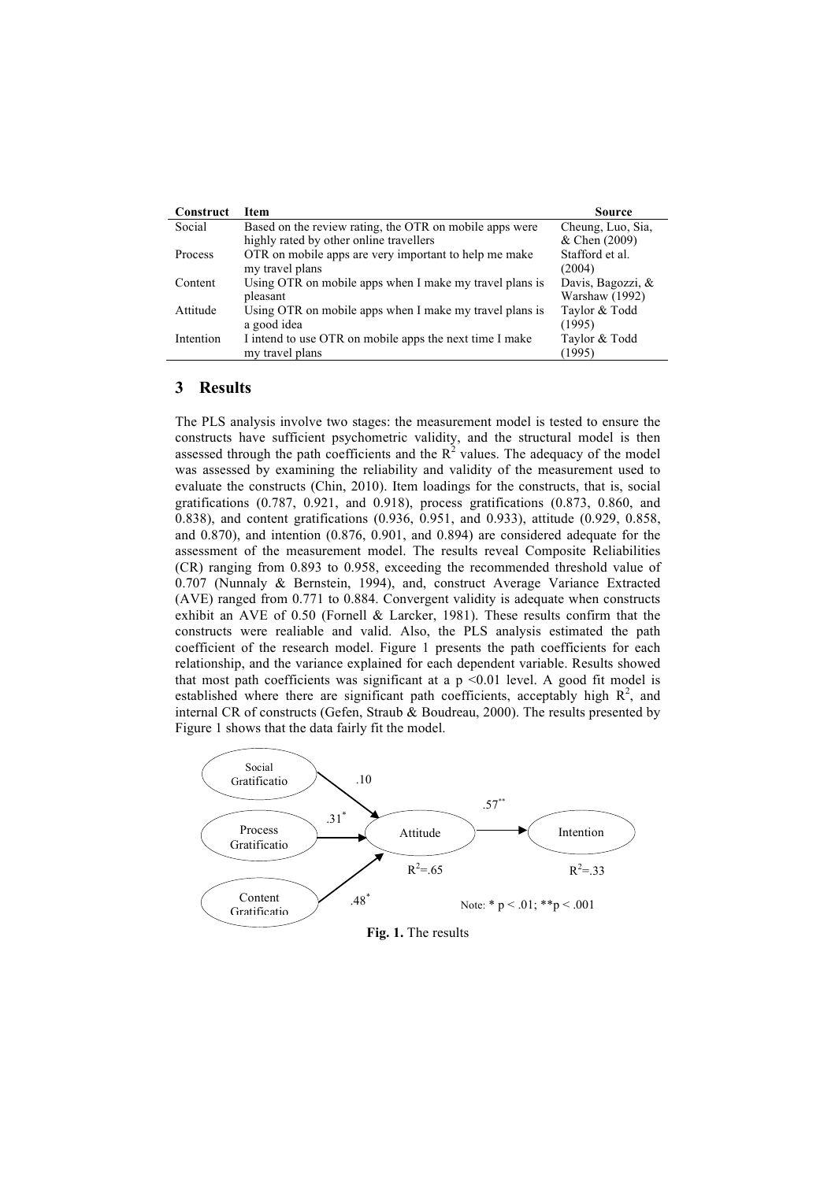| Construct | Item | Source |
|---|---|---|
| Social | Based on the review rating, the OTR on mobile apps were highly rated by other online travellers | Cheung, Luo, Sia, & Chen (2009) |
| Process | OTR on mobile apps are very important to help me make my travel plans | Stafford et al. (2004) |
| Content | Using OTR on mobile apps when I make my travel plans is pleasant | Davis, Bagozzi, & Warshaw (1992) |
| Attitude | Using OTR on mobile apps when I make my travel plans is a good idea | Taylor & Todd (1995) |
| Intention | I intend to use OTR on mobile apps the next time I make my travel plans | Taylor & Todd (1995) |

## 3 Results

The PLS analysis involve two stages: the measurement model is tested to ensure the constructs have sufficient psychometric validity, and the structural model is then assessed through the path coefficients and the $R^2$ values. The adequacy of the model was assessed by examining the reliability and validity of the measurement used to evaluate the constructs (Chin, 2010). Item loadings for the constructs, that is, social gratifications (0.787, 0.921, and 0.918), process gratifications (0.873, 0.860, and 0.838), and content gratifications (0.936, 0.951, and 0.933), attitude (0.929, 0.858, and 0.870), and intention (0.876, 0.901, and 0.894) are considered adequate for the assessment of the measurement model. The results reveal Composite Reliabilities (CR) ranging from 0.893 to 0.958, exceeding the recommended threshold value of 0.707 (Nunnaly & Bernstein, 1994), and, construct Average Variance Extracted (AVE) ranged from 0.771 to 0.884. Convergent validity is adequate when constructs exhibit an AVE of 0.50 (Fornell & Larcker, 1981). These results confirm that the constructs were realiable and valid. Also, the PLS analysis estimated the path coefficient of the research model. Figure 1 presents the path coefficients for each relationship, and the variance explained for each dependent variable. Results showed that most path coefficients was significant at a $p < 0.01$ level. A good fit model is established where there are significant path coefficients, acceptably high $R^2$, and internal CR of constructs (Gefen, Straub & Boudreau, 2000). The results presented by Figure 1 shows that the data fairly fit the model.

**Fig. 1.** The results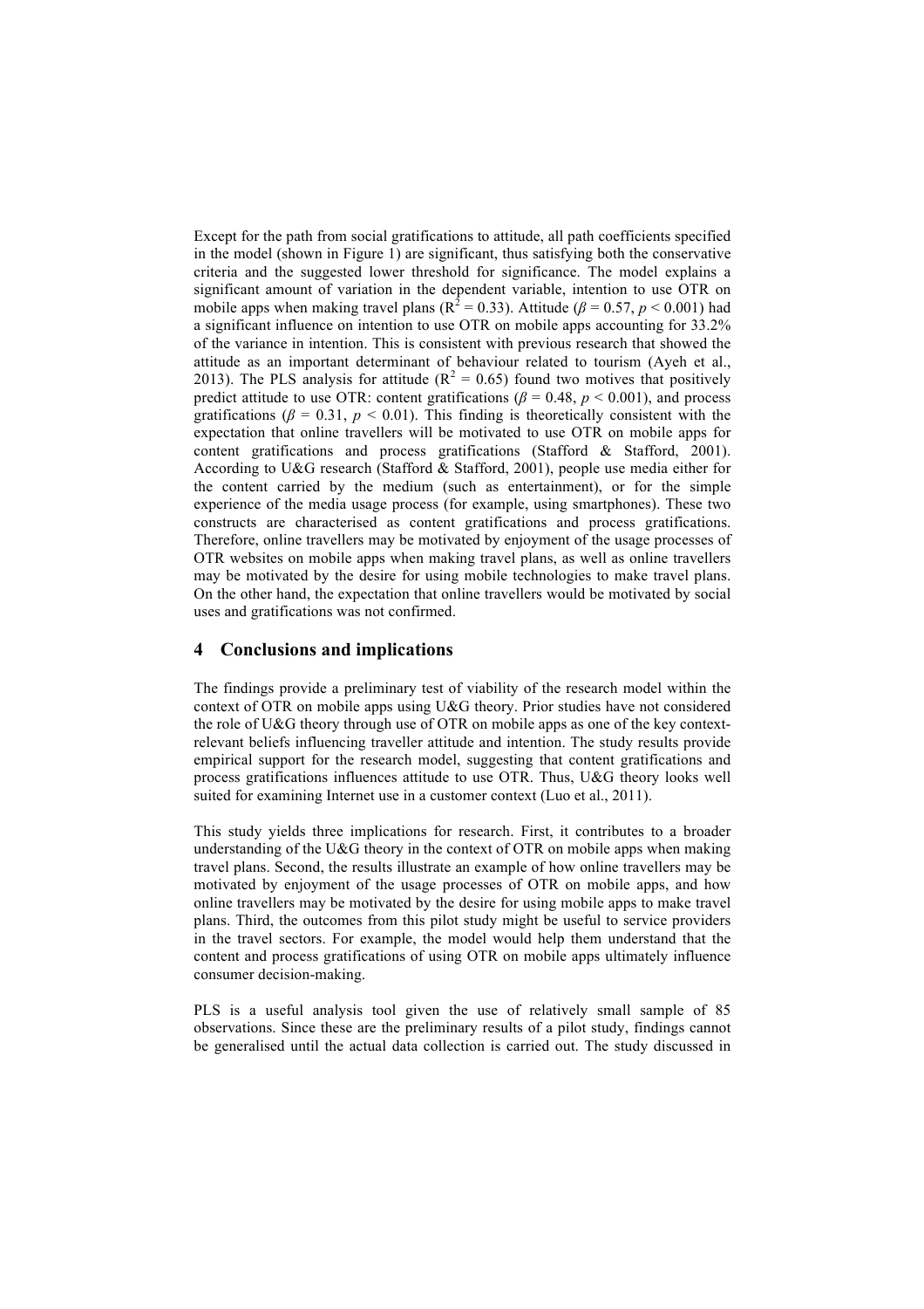Except for the path from social gratifications to attitude, all path coefficients specified in the model (shown in Figure 1) are significant, thus satisfying both the conservative criteria and the suggested lower threshold for significance. The model explains a significant amount of variation in the dependent variable, intention to use OTR on mobile apps when making travel plans ($R^2 = 0.33$). Attitude ($\beta = 0.57$, $p < 0.001$) had a significant influence on intention to use OTR on mobile apps accounting for 33.2% of the variance in intention. This is consistent with previous research that showed the attitude as an important determinant of behaviour related to tourism (Ayeh et al., 2013). The PLS analysis for attitude ($R^2 = 0.65$) found two motives that positively predict attitude to use OTR: content gratifications ($\beta = 0.48$, $p < 0.001$), and process gratifications ($\beta = 0.31$, $p < 0.01$). This finding is theoretically consistent with the expectation that online travellers will be motivated to use OTR on mobile apps for content gratifications and process gratifications (Stafford & Stafford, 2001). According to U&G research (Stafford & Stafford, 2001), people use media either for the content carried by the medium (such as entertainment), or for the simple experience of the media usage process (for example, using smartphones). These two constructs are characterised as content gratifications and process gratifications. Therefore, online travellers may be motivated by enjoyment of the usage processes of OTR websites on mobile apps when making travel plans, as well as online travellers may be motivated by the desire for using mobile technologies to make travel plans. On the other hand, the expectation that online travellers would be motivated by social uses and gratifications was not confirmed.

## 4 Conclusions and implications

The findings provide a preliminary test of viability of the research model within the context of OTR on mobile apps using U&G theory. Prior studies have not considered the role of U&G theory through use of OTR on mobile apps as one of the key context-relevant beliefs influencing traveller attitude and intention. The study results provide empirical support for the research model, suggesting that content gratifications and process gratifications influences attitude to use OTR. Thus, U&G theory looks well suited for examining Internet use in a customer context (Luo et al., 2011).

This study yields three implications for research. First, it contributes to a broader understanding of the U&G theory in the context of OTR on mobile apps when making travel plans. Second, the results illustrate an example of how online travellers may be motivated by enjoyment of the usage processes of OTR on mobile apps, and how online travellers may be motivated by the desire for using mobile apps to make travel plans. Third, the outcomes from this pilot study might be useful to service providers in the travel sectors. For example, the model would help them understand that the content and process gratifications of using OTR on mobile apps ultimately influence consumer decision-making.

PLS is a useful analysis tool given the use of relatively small sample of 85 observations. Since these are the preliminary results of a pilot study, findings cannot be generalised until the actual data collection is carried out. The study discussed in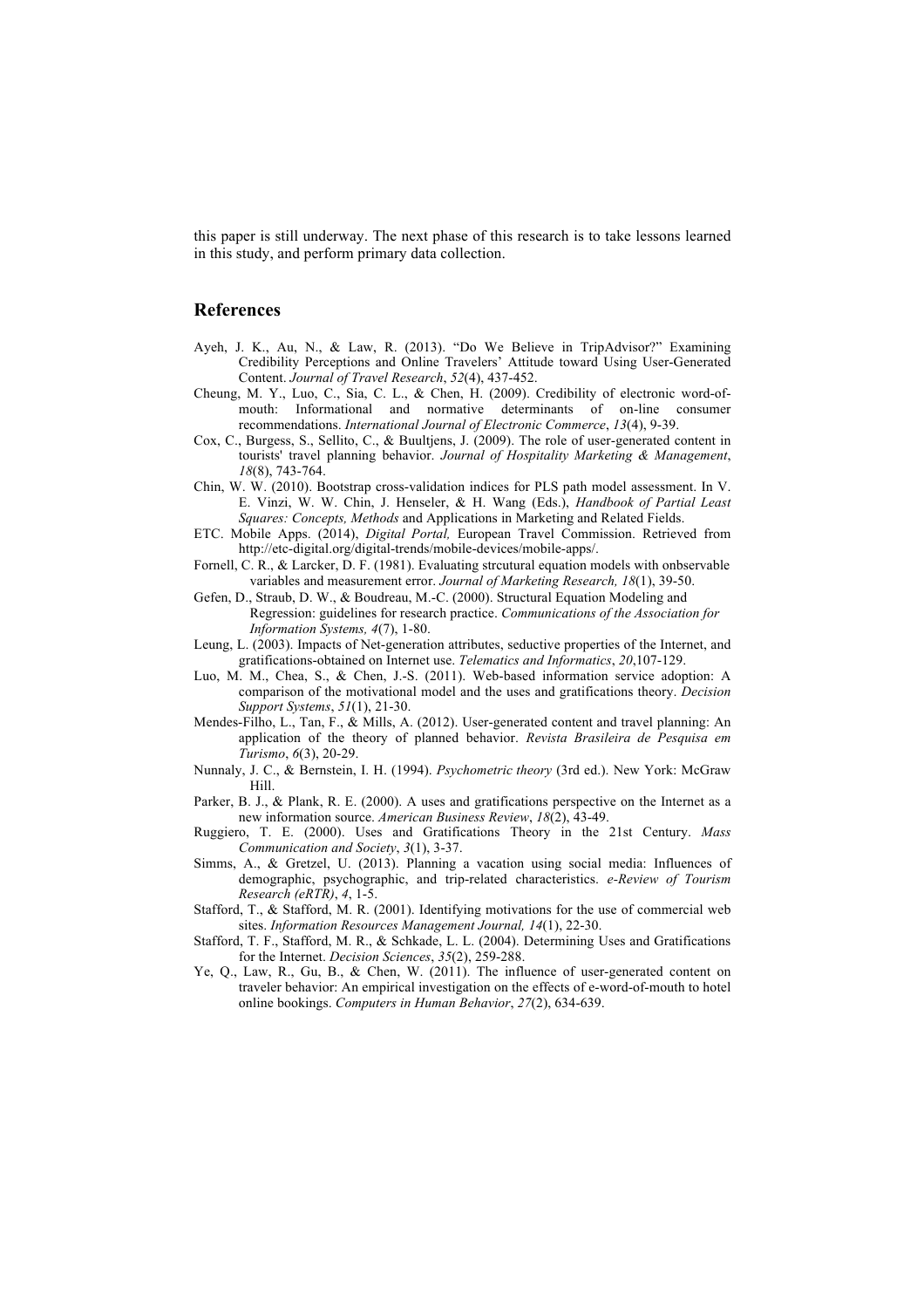this paper is still underway. The next phase of this research is to take lessons learned in this study, and perform primary data collection.

## References

Ayeh, J. K., Au, N., & Law, R. (2013). "Do We Believe in TripAdvisor?" Examining Credibility Perceptions and Online Travelers' Attitude toward Using User-Generated Content. *Journal of Travel Research*, *52*(4), 437-452.

Cheung, M. Y., Luo, C., Sia, C. L., & Chen, H. (2009). Credibility of electronic word-of-mouth: Informational and normative determinants of on-line consumer recommendations. *International Journal of Electronic Commerce*, *13*(4), 9-39.

Cox, C., Burgess, S., Sellito, C., & Buultjens, J. (2009). The role of user-generated content in tourists' travel planning behavior. *Journal of Hospitality Marketing & Management*, *18*(8), 743-764.

Chin, W. W. (2010). Bootstrap cross-validation indices for PLS path model assessment. In V. E. Vinzi, W. W. Chin, J. Henseler, & H. Wang (Eds.), *Handbook of Partial Least Squares: Concepts, Methods* and Applications in Marketing and Related Fields.

ETC. Mobile Apps. (2014), *Digital Portal,* European Travel Commission. Retrieved from http://etc-digital.org/digital-trends/mobile-devices/mobile-apps/.

Fornell, C. R., & Larcker, D. F. (1981). Evaluating strcutural equation models with onbservable variables and measurement error. *Journal of Marketing Research, 18*(1), 39-50.

Gefen, D., Straub, D. W., & Boudreau, M.-C. (2000). Structural Equation Modeling and Regression: guidelines for research practice. *Communications of the Association for Information Systems, 4*(7), 1-80.

Leung, L. (2003). Impacts of Net-generation attributes, seductive properties of the Internet, and gratifications-obtained on Internet use. *Telematics and Informatics*, *20*,107-129.

Luo, M. M., Chea, S., & Chen, J.-S. (2011). Web-based information service adoption: A comparison of the motivational model and the uses and gratifications theory. *Decision Support Systems*, *51*(1), 21-30.

Mendes-Filho, L., Tan, F., & Mills, A. (2012). User-generated content and travel planning: An application of the theory of planned behavior. *Revista Brasileira de Pesquisa em Turismo*, *6*(3), 20-29.

Nunnaly, J. C., & Bernstein, I. H. (1994). *Psychometric theory* (3rd ed.). New York: McGraw Hill.

Parker, B. J., & Plank, R. E. (2000). A uses and gratifications perspective on the Internet as a new information source. *American Business Review*, *18*(2), 43-49.

Ruggiero, T. E. (2000). Uses and Gratifications Theory in the 21st Century. *Mass Communication and Society*, *3*(1), 3-37.

Simms, A., & Gretzel, U. (2013). Planning a vacation using social media: Influences of demographic, psychographic, and trip-related characteristics. *e-Review of Tourism Research (eRTR)*, *4*, 1-5.

Stafford, T., & Stafford, M. R. (2001). Identifying motivations for the use of commercial web sites. *Information Resources Management Journal, 14*(1), 22-30.

Stafford, T. F., Stafford, M. R., & Schkade, L. L. (2004). Determining Uses and Gratifications for the Internet. *Decision Sciences*, *35*(2), 259-288.

Ye, Q., Law, R., Gu, B., & Chen, W. (2011). The influence of user-generated content on traveler behavior: An empirical investigation on the effects of e-word-of-mouth to hotel online bookings. *Computers in Human Behavior*, *27*(2), 634-639.